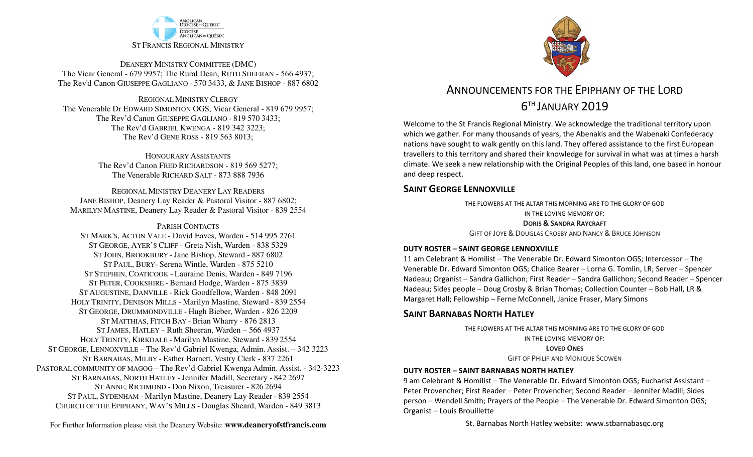ANGLICAN DIOCESE OF QUEBEC
DIOCÈSE ANGLICAN DE QUÉBEC

ST FRANCIS REGIONAL MINISTRY

DEANERY MINISTRY COMMITTEE (DMC)
The Vicar General - 679 9957; The Rural Dean, RUTH SHEERAN - 566 4937;
The Rev'd Canon GIUSEPPE GAGLIANO - 570 3433, & JANE BISHOP - 887 6802

REGIONAL MINISTRY CLERGY
The Venerable Dr EDWARD SIMONTON OGS, Vicar General - 819 679 9957;
The Rev'd Canon GIUSEPPE GAGLIANO - 819 570 3433;
The Rev'd GABRIEL KWENGA - 819 342 3223;
The Rev'd GENE ROSS - 819 563 8013;

HONOURARY ASSISTANTS
The Rev'd Canon FRED RICHARDSON - 819 569 5277;
The Venerable RICHARD SALT - 873 888 7936

REGIONAL MINISTRY DEANERY LAY READERS
JANE BISHOP, Deanery Lay Reader & Pastoral Visitor - 887 6802;
MARILYN MASTINE, Deanery Lay Reader & Pastoral Visitor - 839 2554

PARISH CONTACTS
ST MARK'S, ACTON VALE - David Eaves, Warden - 514 995 2761
ST GEORGE, AYER'S CLIFF - Greta Nish, Warden - 838 5329
ST JOHN, BROOKBURY - Jane Bishop, Steward - 887 6802
ST PAUL, BURY- Serena Wintle, Warden - 875 5210
ST STEPHEN, COATICOOK - Lauraine Denis, Warden - 849 7196
ST PETER, COOKSHIRE - Bernard Hodge, Warden - 875 3839
ST AUGUSTINE, DANVILLE - Rick Goodfellow, Warden - 848 2091
HOLY TRINITY, DENISON MILLS - Marilyn Mastine, Steward - 839 2554
ST GEORGE, DRUMMONDVILLE - Hugh Bieber, Warden - 826 2209
ST MATTHIAS, FITCH BAY - Brian Wharry - 876 2813
ST JAMES, HATLEY – Ruth Sheeran, Warden – 566 4937
HOLY TRINITY, KIRKDALE - Marilyn Mastine, Steward - 839 2554
ST GEORGE, LENNOXVILLE – The Rev'd Gabriel Kwenga, Admin. Assist. – 342 3223
ST BARNABAS, MILBY - Esther Barnett, Vestry Clerk - 837 2261
PASTORAL COMMUNITY OF MAGOG – The Rev'd Gabriel Kwenga Admin. Assist. - 342-3223
ST BARNABAS, NORTH HATLEY - Jennifer Madill, Secretary - 842 2697
ST ANNE, RICHMOND - Don Nixon, Treasurer - 826 2694
ST PAUL, SYDENHAM - Marilyn Mastine, Deanery Lay Reader - 839 2554
CHURCH OF THE EPIPHANY, WAY'S MILLS - Douglas Sheard, Warden - 849 3813

For Further Information please visit the Deanery Website: **www.deaneryofstfrancis.com**

# ANNOUNCEMENTS FOR THE EPIPHANY OF THE LORD
## 6TH JANUARY 2019

Welcome to the St Francis Regional Ministry. We acknowledge the traditional territory upon which we gather. For many thousands of years, the Abenakis and the Wabenaki Confederacy nations have sought to walk gently on this land. They offered assistance to the first European travellers to this territory and shared their knowledge for survival in what was at times a harsh climate. We seek a new relationship with the Original Peoples of this land, one based in honour and deep respect.

## SAINT GEORGE LENNOXVILLE

THE FLOWERS AT THE ALTAR THIS MORNING ARE TO THE GLORY OF GOD
IN THE LOVING MEMORY OF:
**DORIS & SANDRA RAYCRAFT**
GIFT OF JOYE & DOUGLAS CROSBY AND NANCY & BRUCE JOHNSON

**DUTY ROSTER – SAINT GEORGE LENNOXVILLE**

11 am Celebrant & Homilist – The Venerable Dr. Edward Simonton OGS; Intercessor – The Venerable Dr. Edward Simonton OGS; Chalice Bearer – Lorna G. Tomlin, LR; Server – Spencer Nadeau; Organist – Sandra Gallichon; First Reader – Sandra Gallichon; Second Reader – Spencer Nadeau; Sides people – Doug Crosby & Brian Thomas; Collection Counter – Bob Hall, LR & Margaret Hall; Fellowship – Ferne McConnell, Janice Fraser, Mary Simons

## SAINT BARNABAS NORTH HATLEY

THE FLOWERS AT THE ALTAR THIS MORNING ARE TO THE GLORY OF GOD
IN THE LOVING MEMORY OF:
**LOVED ONES**
GIFT OF PHILIP AND MONIQUE SCOWEN

**DUTY ROSTER – SAINT BARNABAS NORTH HATLEY**

9 am Celebrant & Homilist – The Venerable Dr. Edward Simonton OGS; Eucharist Assistant – Peter Provencher; First Reader – Peter Provencher; Second Reader – Jennifer Madill; Sides person – Wendell Smith; Prayers of the People – The Venerable Dr. Edward Simonton OGS; Organist – Louis Brouillette

St. Barnabas North Hatley website: www.stbarnabasqc.org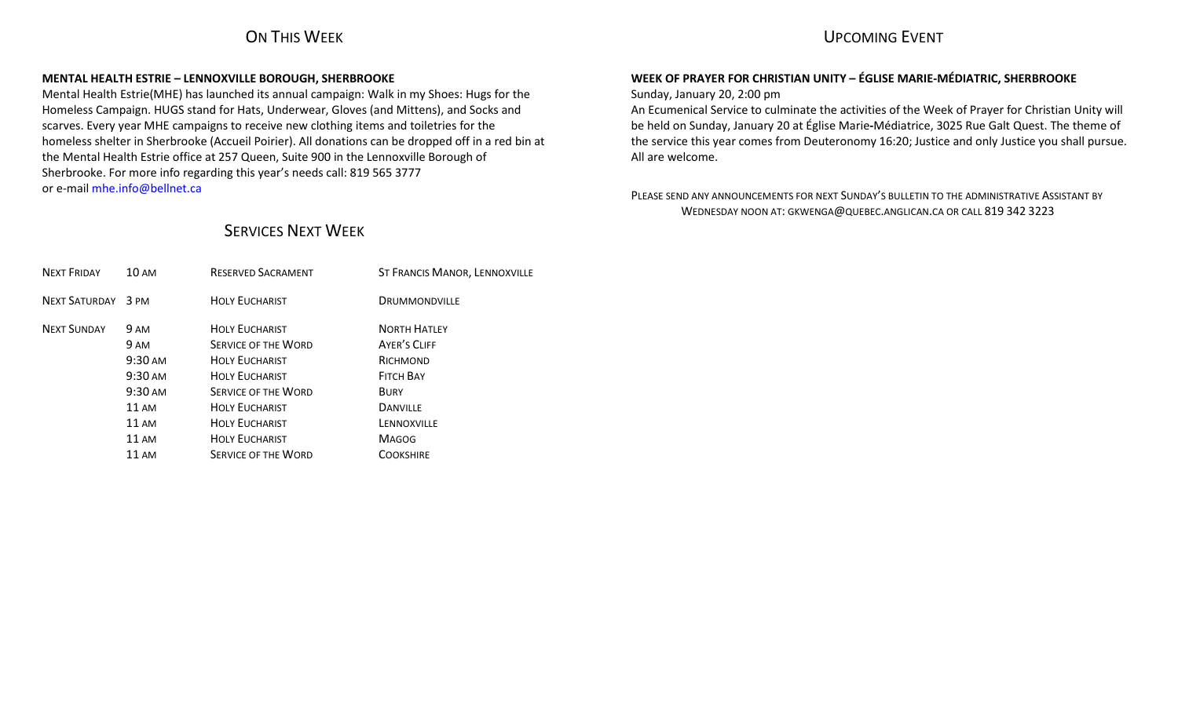## On This Week

**MENTAL HEALTH ESTRIE – LENNOXVILLE BOROUGH, SHERBROOKE**

Mental Health Estrie(MHE) has launched its annual campaign: Walk in my Shoes: Hugs for the Homeless Campaign. HUGS stand for Hats, Underwear, Gloves (and Mittens), and Socks and scarves. Every year MHE campaigns to receive new clothing items and toiletries for the homeless shelter in Sherbrooke (Accueil Poirier). All donations can be dropped off in a red bin at the Mental Health Estrie office at 257 Queen, Suite 900 in the Lennoxville Borough of Sherbrooke. For more info regarding this year's needs call: 819 565 3777
or e-mail mhe.info@bellnet.ca

## Services Next Week

| | | | |
|---|---|---|---|
| Next Friday | 10 AM | Reserved Sacrament | St Francis Manor, Lennoxville |
| Next Saturday | 3 PM | Holy Eucharist | Drummondville |
| Next Sunday | 9 AM | Holy Eucharist | North Hatley |
| | 9 AM | Service of the Word | Ayer's Cliff |
| | 9:30 AM | Holy Eucharist | Richmond |
| | 9:30 AM | Holy Eucharist | Fitch Bay |
| | 9:30 AM | Service of the Word | Bury |
| | 11 AM | Holy Eucharist | Danville |
| | 11 AM | Holy Eucharist | Lennoxville |
| | 11 AM | Holy Eucharist | Magog |
| | 11 AM | Service of the Word | Cookshire |

## Upcoming Event

**WEEK OF PRAYER FOR CHRISTIAN UNITY – ÉGLISE MARIE-MÉDIATRIC, SHERBROOKE**

Sunday, January 20, 2:00 pm

An Ecumenical Service to culminate the activities of the Week of Prayer for Christian Unity will be held on Sunday, January 20 at Église Marie-Médiatrice, 3025 Rue Galt Quest. The theme of the service this year comes from Deuteronomy 16:20; Justice and only Justice you shall pursue. All are welcome.

PLEASE SEND ANY ANNOUNCEMENTS FOR NEXT SUNDAY'S BULLETIN TO THE ADMINISTRATIVE ASSISTANT BY WEDNESDAY NOON AT: GKWENGA@QUEBEC.ANGLICAN.CA OR CALL 819 342 3223